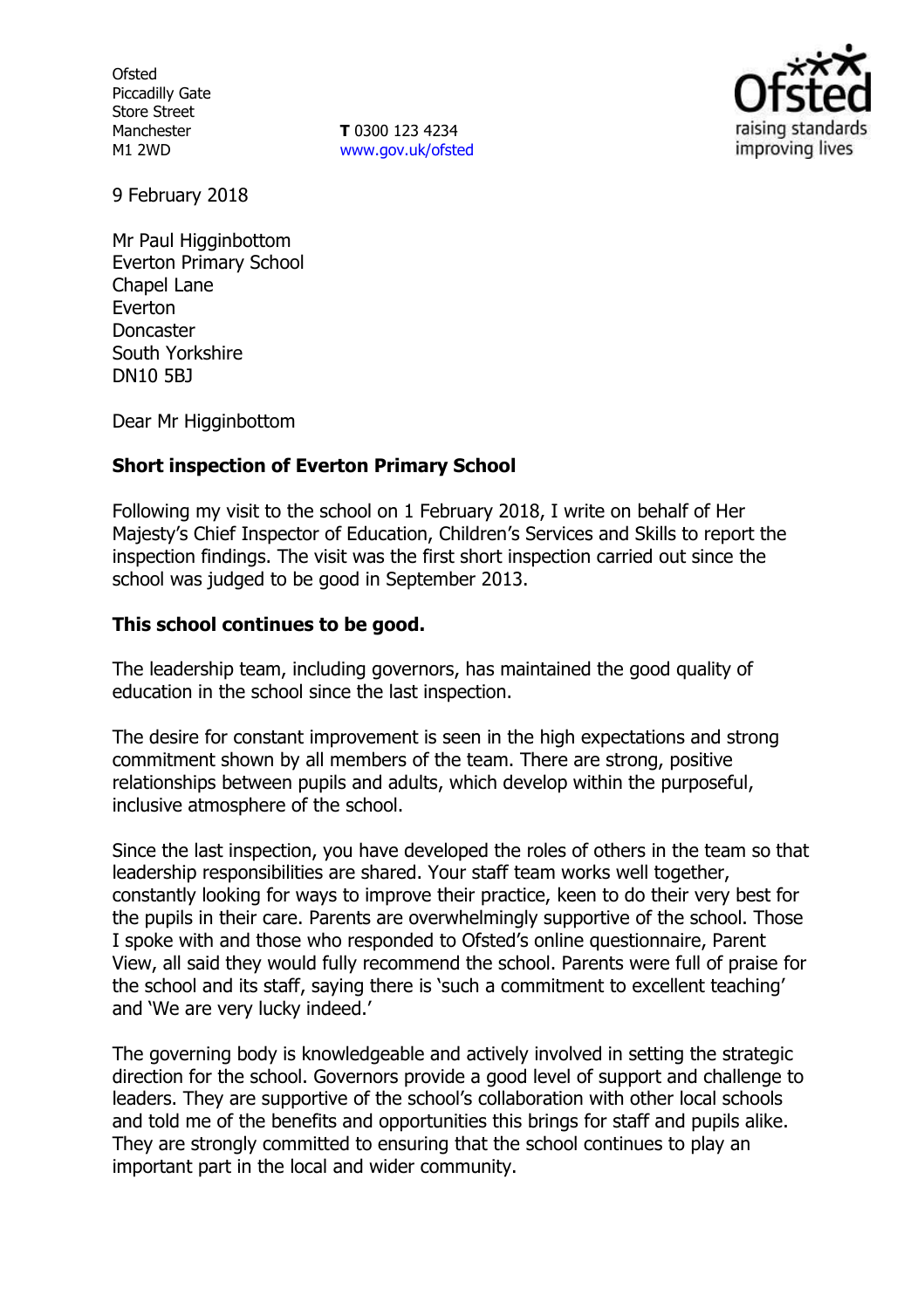Ofsted
Piccadilly Gate
Store Street
Manchester
M1 2WD

**T** 0300 123 4234
www.gov.uk/ofsted

9 February 2018

Mr Paul Higginbottom
Everton Primary School
Chapel Lane
Everton
Doncaster
South Yorkshire
DN10 5BJ

Dear Mr Higginbottom

**Short inspection of Everton Primary School**

Following my visit to the school on 1 February 2018, I write on behalf of Her Majesty's Chief Inspector of Education, Children's Services and Skills to report the inspection findings. The visit was the first short inspection carried out since the school was judged to be good in September 2013.

**This school continues to be good.**

The leadership team, including governors, has maintained the good quality of education in the school since the last inspection.

The desire for constant improvement is seen in the high expectations and strong commitment shown by all members of the team. There are strong, positive relationships between pupils and adults, which develop within the purposeful, inclusive atmosphere of the school.

Since the last inspection, you have developed the roles of others in the team so that leadership responsibilities are shared. Your staff team works well together, constantly looking for ways to improve their practice, keen to do their very best for the pupils in their care. Parents are overwhelmingly supportive of the school. Those I spoke with and those who responded to Ofsted's online questionnaire, Parent View, all said they would fully recommend the school. Parents were full of praise for the school and its staff, saying there is 'such a commitment to excellent teaching' and 'We are very lucky indeed.'

The governing body is knowledgeable and actively involved in setting the strategic direction for the school. Governors provide a good level of support and challenge to leaders. They are supportive of the school's collaboration with other local schools and told me of the benefits and opportunities this brings for staff and pupils alike. They are strongly committed to ensuring that the school continues to play an important part in the local and wider community.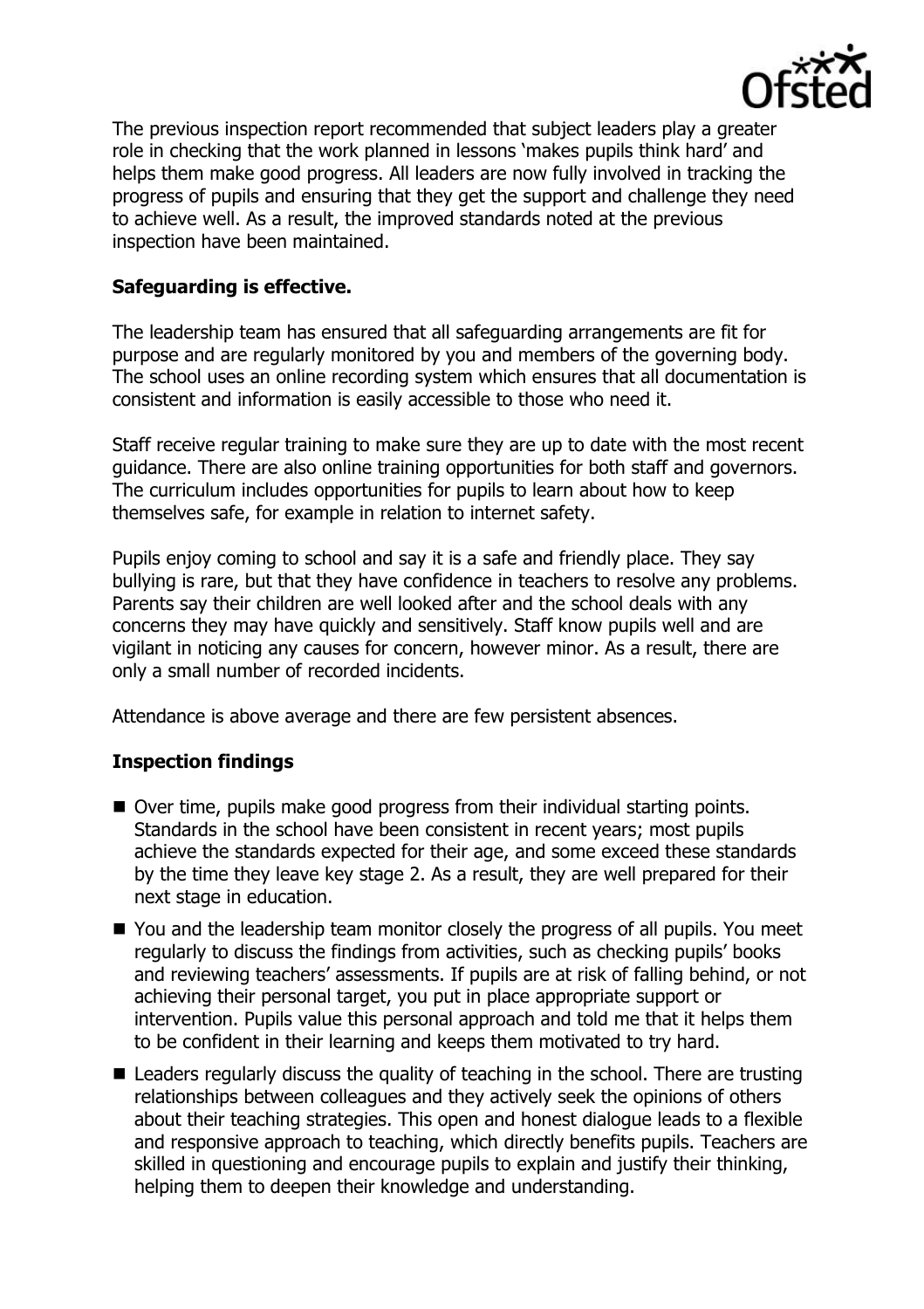The previous inspection report recommended that subject leaders play a greater role in checking that the work planned in lessons 'makes pupils think hard' and helps them make good progress. All leaders are now fully involved in tracking the progress of pupils and ensuring that they get the support and challenge they need to achieve well. As a result, the improved standards noted at the previous inspection have been maintained.

**Safeguarding is effective.**

The leadership team has ensured that all safeguarding arrangements are fit for purpose and are regularly monitored by you and members of the governing body. The school uses an online recording system which ensures that all documentation is consistent and information is easily accessible to those who need it.

Staff receive regular training to make sure they are up to date with the most recent guidance. There are also online training opportunities for both staff and governors. The curriculum includes opportunities for pupils to learn about how to keep themselves safe, for example in relation to internet safety.

Pupils enjoy coming to school and say it is a safe and friendly place. They say bullying is rare, but that they have confidence in teachers to resolve any problems. Parents say their children are well looked after and the school deals with any concerns they may have quickly and sensitively. Staff know pupils well and are vigilant in noticing any causes for concern, however minor. As a result, there are only a small number of recorded incidents.

Attendance is above average and there are few persistent absences.

**Inspection findings**

- Over time, pupils make good progress from their individual starting points. Standards in the school have been consistent in recent years; most pupils achieve the standards expected for their age, and some exceed these standards by the time they leave key stage 2. As a result, they are well prepared for their next stage in education.
- You and the leadership team monitor closely the progress of all pupils. You meet regularly to discuss the findings from activities, such as checking pupils' books and reviewing teachers' assessments. If pupils are at risk of falling behind, or not achieving their personal target, you put in place appropriate support or intervention. Pupils value this personal approach and told me that it helps them to be confident in their learning and keeps them motivated to try hard.
- Leaders regularly discuss the quality of teaching in the school. There are trusting relationships between colleagues and they actively seek the opinions of others about their teaching strategies. This open and honest dialogue leads to a flexible and responsive approach to teaching, which directly benefits pupils. Teachers are skilled in questioning and encourage pupils to explain and justify their thinking, helping them to deepen their knowledge and understanding.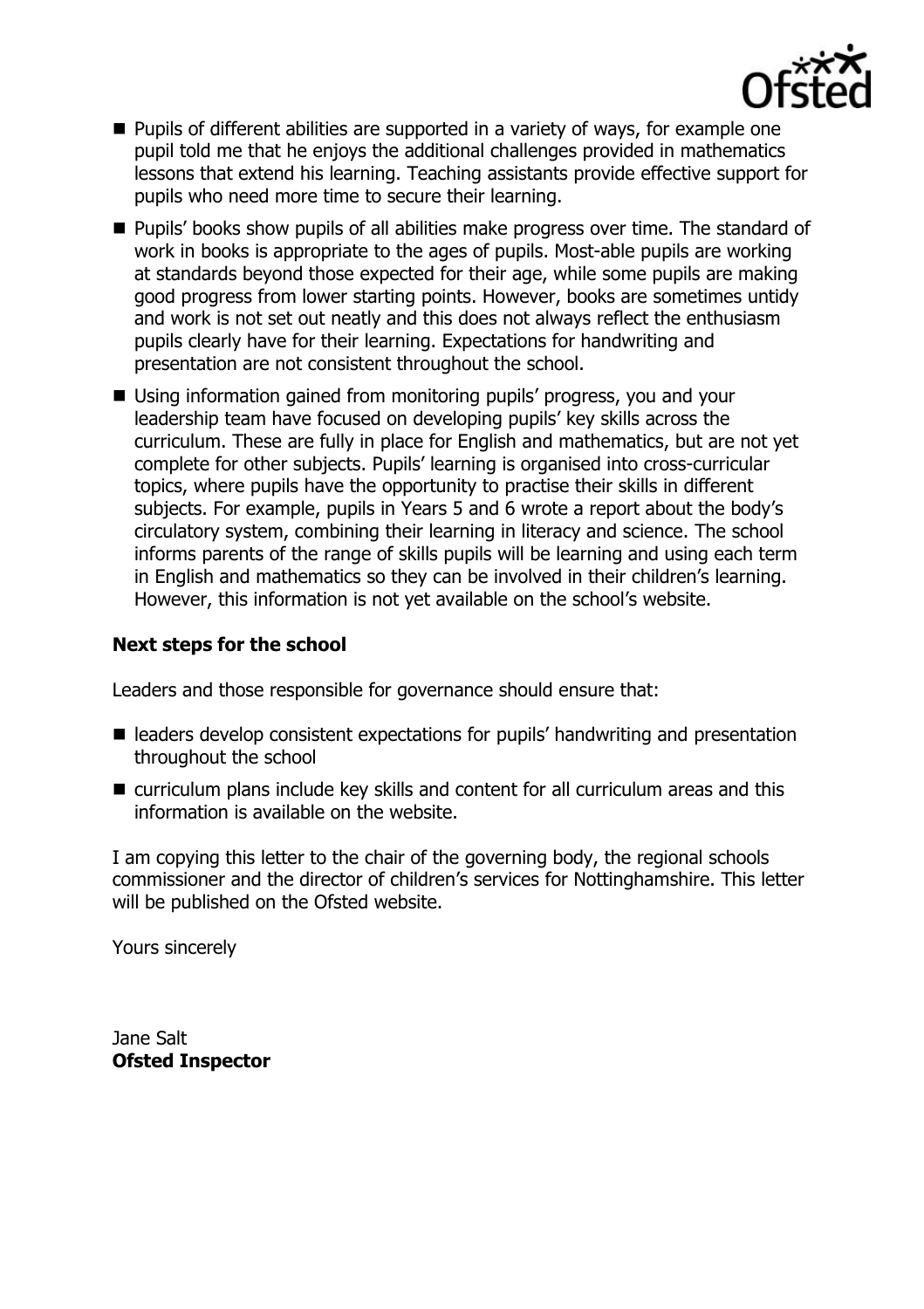- Pupils of different abilities are supported in a variety of ways, for example one pupil told me that he enjoys the additional challenges provided in mathematics lessons that extend his learning. Teaching assistants provide effective support for pupils who need more time to secure their learning.
- Pupils' books show pupils of all abilities make progress over time. The standard of work in books is appropriate to the ages of pupils. Most-able pupils are working at standards beyond those expected for their age, while some pupils are making good progress from lower starting points. However, books are sometimes untidy and work is not set out neatly and this does not always reflect the enthusiasm pupils clearly have for their learning. Expectations for handwriting and presentation are not consistent throughout the school.
- Using information gained from monitoring pupils' progress, you and your leadership team have focused on developing pupils' key skills across the curriculum. These are fully in place for English and mathematics, but are not yet complete for other subjects. Pupils' learning is organised into cross-curricular topics, where pupils have the opportunity to practise their skills in different subjects. For example, pupils in Years 5 and 6 wrote a report about the body's circulatory system, combining their learning in literacy and science. The school informs parents of the range of skills pupils will be learning and using each term in English and mathematics so they can be involved in their children's learning. However, this information is not yet available on the school's website.

**Next steps for the school**

Leaders and those responsible for governance should ensure that:

- leaders develop consistent expectations for pupils' handwriting and presentation throughout the school
- curriculum plans include key skills and content for all curriculum areas and this information is available on the website.

I am copying this letter to the chair of the governing body, the regional schools commissioner and the director of children's services for Nottinghamshire. This letter will be published on the Ofsted website.

Yours sincerely

Jane Salt
**Ofsted Inspector**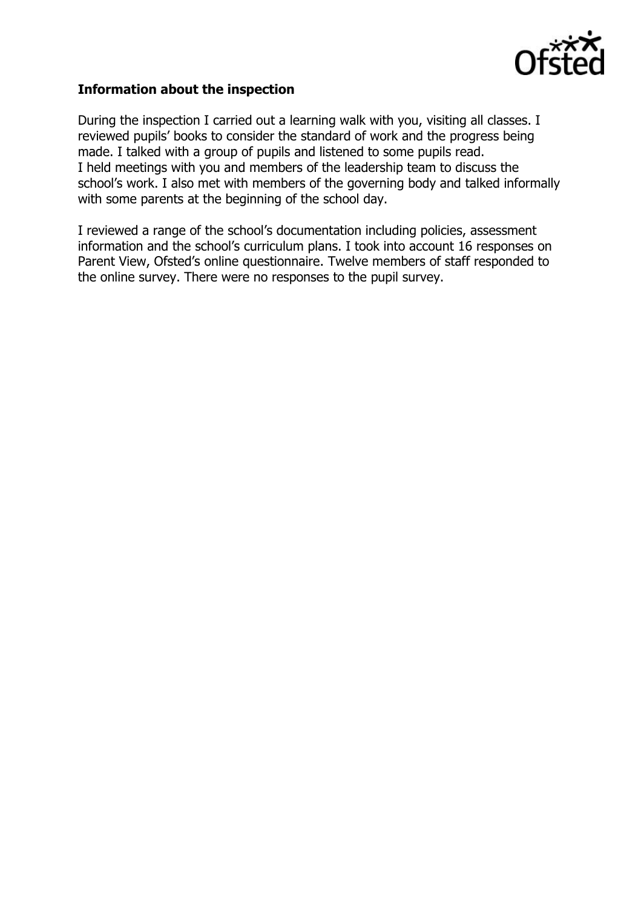**Information about the inspection**

During the inspection I carried out a learning walk with you, visiting all classes. I reviewed pupils' books to consider the standard of work and the progress being made. I talked with a group of pupils and listened to some pupils read. I held meetings with you and members of the leadership team to discuss the school's work. I also met with members of the governing body and talked informally with some parents at the beginning of the school day.

I reviewed a range of the school's documentation including policies, assessment information and the school's curriculum plans. I took into account 16 responses on Parent View, Ofsted's online questionnaire. Twelve members of staff responded to the online survey. There were no responses to the pupil survey.